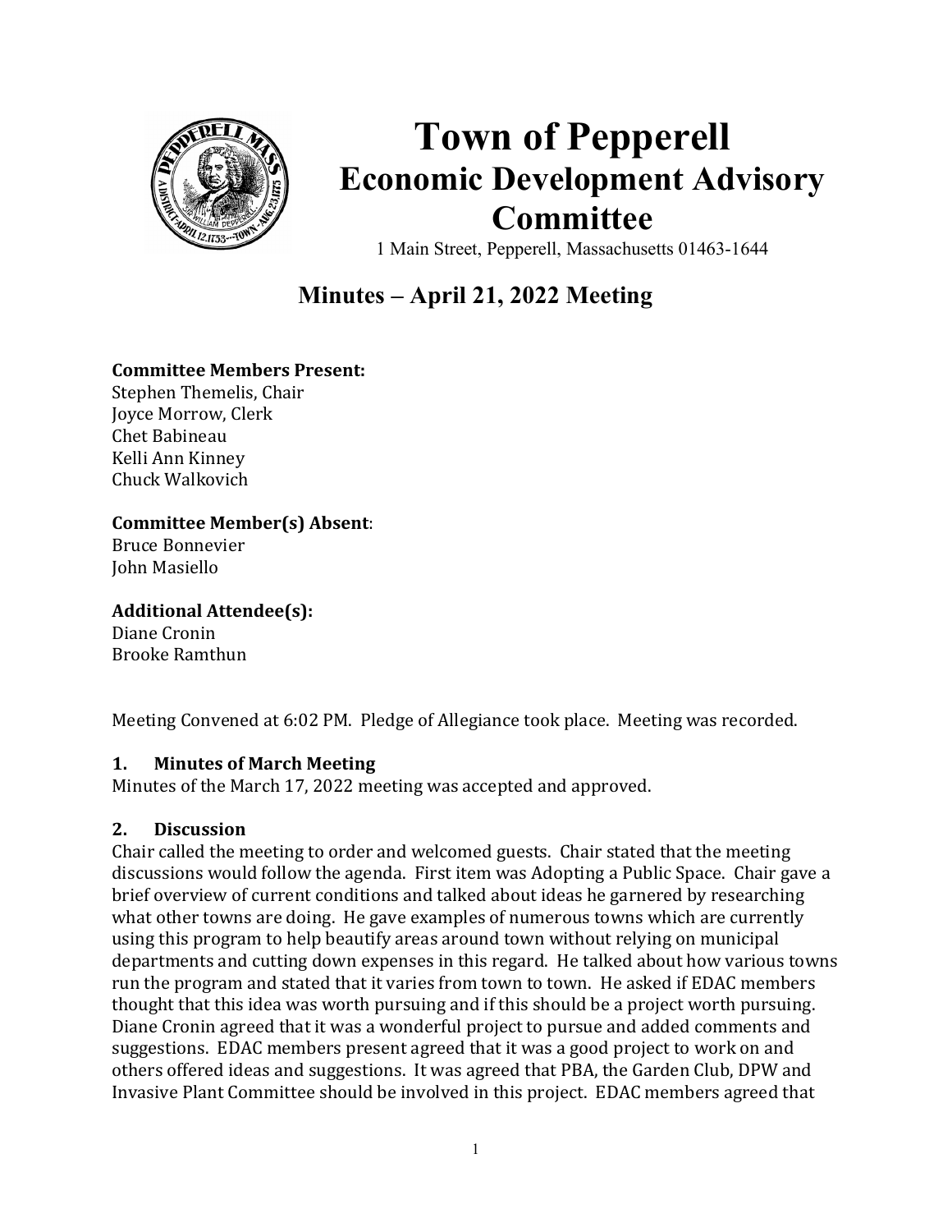# Town of Pepperell
## Economic Development Advisory Committee

1 Main Street, Pepperell, Massachusetts 01463-1644

## Minutes – April 21, 2022 Meeting

**Committee Members Present:**
Stephen Themelis, Chair
Joyce Morrow, Clerk
Chet Babineau
Kelli Ann Kinney
Chuck Walkovich

**Committee Member(s) Absent**:
Bruce Bonnevier
John Masiello

**Additional Attendee(s):**
Diane Cronin
Brooke Ramthun

Meeting Convened at 6:02 PM. Pledge of Allegiance took place. Meeting was recorded.

### 1. Minutes of March Meeting

Minutes of the March 17, 2022 meeting was accepted and approved.

### 2. Discussion

Chair called the meeting to order and welcomed guests. Chair stated that the meeting discussions would follow the agenda. First item was Adopting a Public Space. Chair gave a brief overview of current conditions and talked about ideas he garnered by researching what other towns are doing. He gave examples of numerous towns which are currently using this program to help beautify areas around town without relying on municipal departments and cutting down expenses in this regard. He talked about how various towns run the program and stated that it varies from town to town. He asked if EDAC members thought that this idea was worth pursuing and if this should be a project worth pursuing. Diane Cronin agreed that it was a wonderful project to pursue and added comments and suggestions. EDAC members present agreed that it was a good project to work on and others offered ideas and suggestions. It was agreed that PBA, the Garden Club, DPW and Invasive Plant Committee should be involved in this project. EDAC members agreed that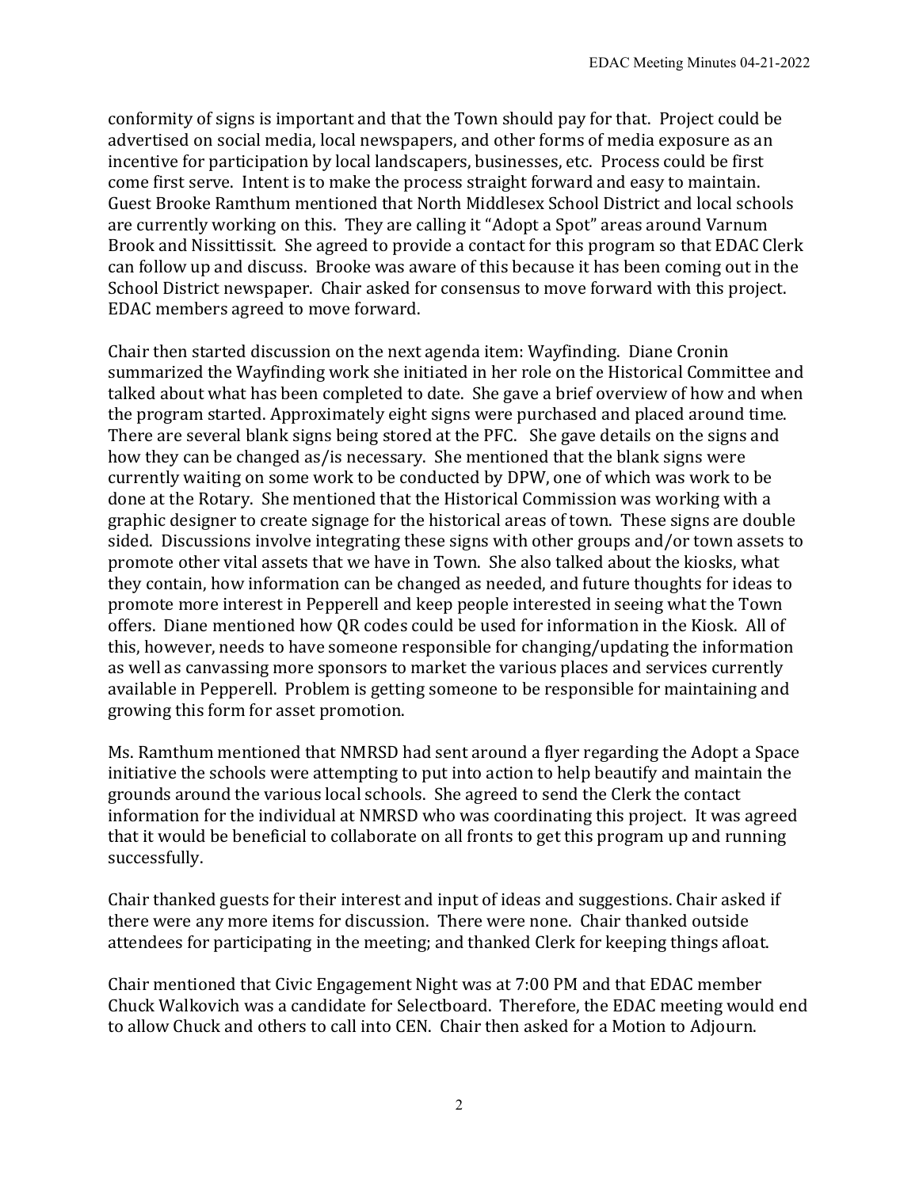conformity of signs is important and that the Town should pay for that. Project could be advertised on social media, local newspapers, and other forms of media exposure as an incentive for participation by local landscapers, businesses, etc. Process could be first come first serve. Intent is to make the process straight forward and easy to maintain. Guest Brooke Ramthum mentioned that North Middlesex School District and local schools are currently working on this. They are calling it "Adopt a Spot" areas around Varnum Brook and Nissittissit. She agreed to provide a contact for this program so that EDAC Clerk can follow up and discuss. Brooke was aware of this because it has been coming out in the School District newspaper. Chair asked for consensus to move forward with this project. EDAC members agreed to move forward.

Chair then started discussion on the next agenda item: Wayfinding. Diane Cronin summarized the Wayfinding work she initiated in her role on the Historical Committee and talked about what has been completed to date. She gave a brief overview of how and when the program started. Approximately eight signs were purchased and placed around time. There are several blank signs being stored at the PFC. She gave details on the signs and how they can be changed as/is necessary. She mentioned that the blank signs were currently waiting on some work to be conducted by DPW, one of which was work to be done at the Rotary. She mentioned that the Historical Commission was working with a graphic designer to create signage for the historical areas of town. These signs are double sided. Discussions involve integrating these signs with other groups and/or town assets to promote other vital assets that we have in Town. She also talked about the kiosks, what they contain, how information can be changed as needed, and future thoughts for ideas to promote more interest in Pepperell and keep people interested in seeing what the Town offers. Diane mentioned how QR codes could be used for information in the Kiosk. All of this, however, needs to have someone responsible for changing/updating the information as well as canvassing more sponsors to market the various places and services currently available in Pepperell. Problem is getting someone to be responsible for maintaining and growing this form for asset promotion.

Ms. Ramthum mentioned that NMRSD had sent around a flyer regarding the Adopt a Space initiative the schools were attempting to put into action to help beautify and maintain the grounds around the various local schools. She agreed to send the Clerk the contact information for the individual at NMRSD who was coordinating this project. It was agreed that it would be beneficial to collaborate on all fronts to get this program up and running successfully.

Chair thanked guests for their interest and input of ideas and suggestions. Chair asked if there were any more items for discussion. There were none. Chair thanked outside attendees for participating in the meeting; and thanked Clerk for keeping things afloat.

Chair mentioned that Civic Engagement Night was at 7:00 PM and that EDAC member Chuck Walkovich was a candidate for Selectboard. Therefore, the EDAC meeting would end to allow Chuck and others to call into CEN. Chair then asked for a Motion to Adjourn.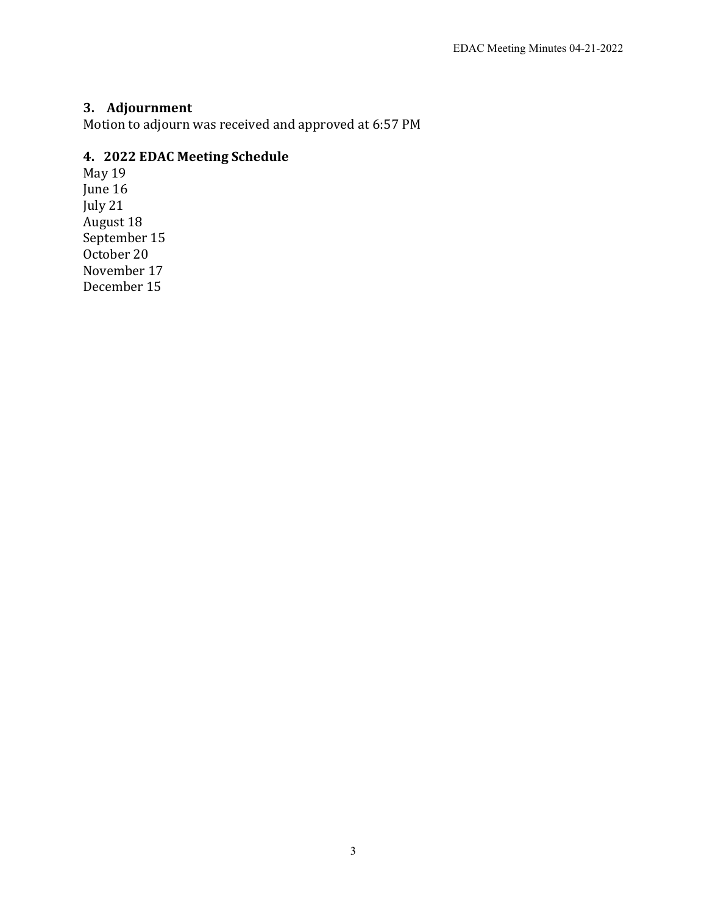## 3. Adjournment

Motion to adjourn was received and approved at 6:57 PM

## 4. 2022 EDAC Meeting Schedule

May 19
June 16
July 21
August 18
September 15
October 20
November 17
December 15